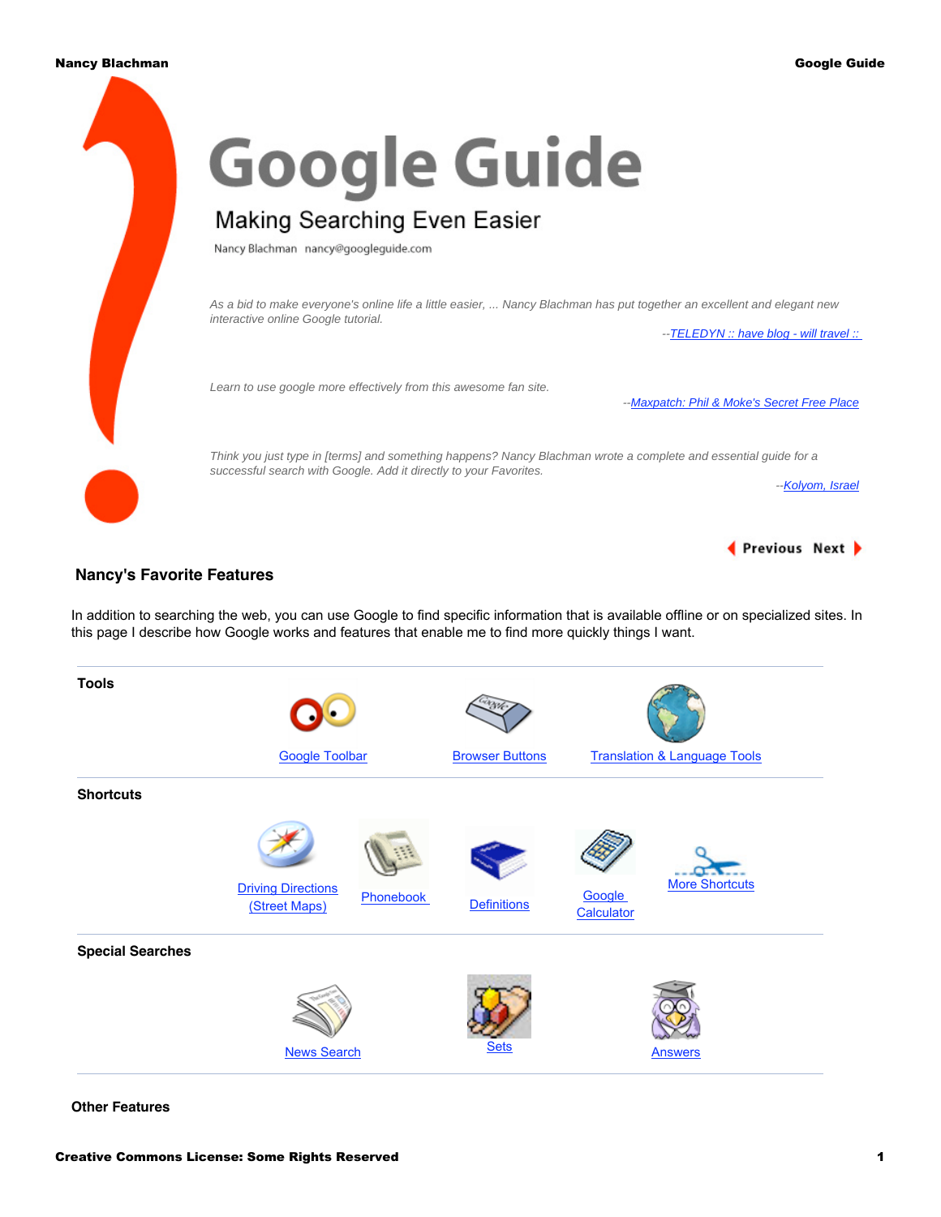# Google Guide

## Making Searching Even Easier

Nancy Blachman nancy@googleguide.com

*As a bid to make everyone's online life a little easier, ... Nancy Blachman has put together an excellent and elegant new interactive online Google tutorial.*

--[TELEDYN :: have blog - will travel ::]

*Learn to use google more effectively from this awesome fan site.*

--[Maxpatch: Phil & Moke's Secret Free Place]

*Think you just type in [terms] and something happens? Nancy Blachman wrote a complete and essential guide for a successful search with Google. Add it directly to your Favorites.*

--[Kolyom, Israel]

Previous Next

### Nancy's Favorite Features

In addition to searching the web, you can use Google to find specific information that is available offline or on specialized sites. In this page I describe how Google works and features that enable me to find more quickly things I want.

**Tools**

[Google Toolbar] [Browser Buttons] [Translation & Language Tools]

**Shortcuts**

[Driving Directions (Street Maps)] [Phonebook] [Definitions] [Google Calculator] [More Shortcuts]

**Special Searches**

[News Search] [Sets] [Answers]

**Other Features**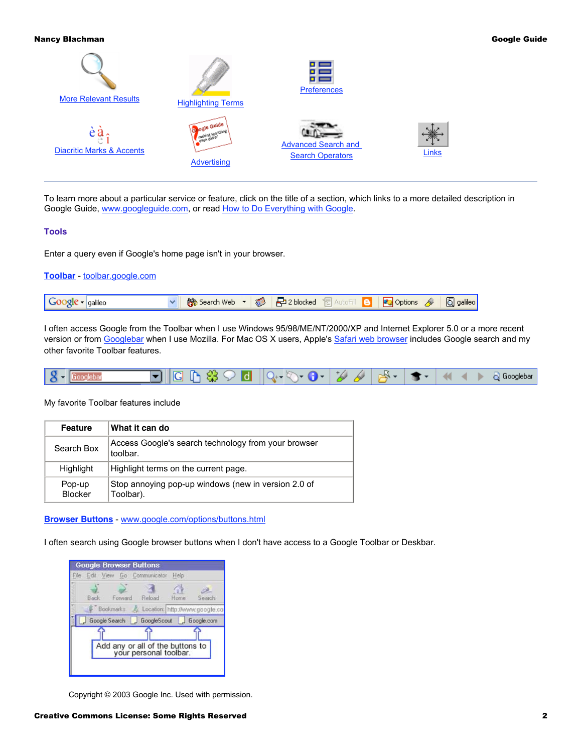More Relevant Results

Highlighting Terms

Preferences

Diacritic Marks & Accents

Advertising

Advanced Search and Search Operators

Links

---

To learn more about a particular service or feature, click on the title of a section, which links to a more detailed description in Google Guide, www.googleguide.com, or read How to Do Everything with Google.

### Tools

Enter a query even if Google's home page isn't in your browser.

**Toolbar** - toolbar.google.com

I often access Google from the Toolbar when I use Windows 95/98/ME/NT/2000/XP and Internet Explorer 5.0 or a more recent version or from Googlebar when I use Mozilla. For Mac OS X users, Apple's Safari web browser includes Google search and my other favorite Toolbar features.

My favorite Toolbar features include

| Feature | What it can do |
|---|---|
| Search Box | Access Google's search technology from your browser toolbar. |
| Highlight | Highlight terms on the current page. |
| Pop-up Blocker | Stop annoying pop-up windows (new in version 2.0 of Toolbar). |

**Browser Buttons** - www.google.com/options/buttons.html

I often search using Google browser buttons when I don't have access to a Google Toolbar or Deskbar.

Copyright © 2003 Google Inc. Used with permission.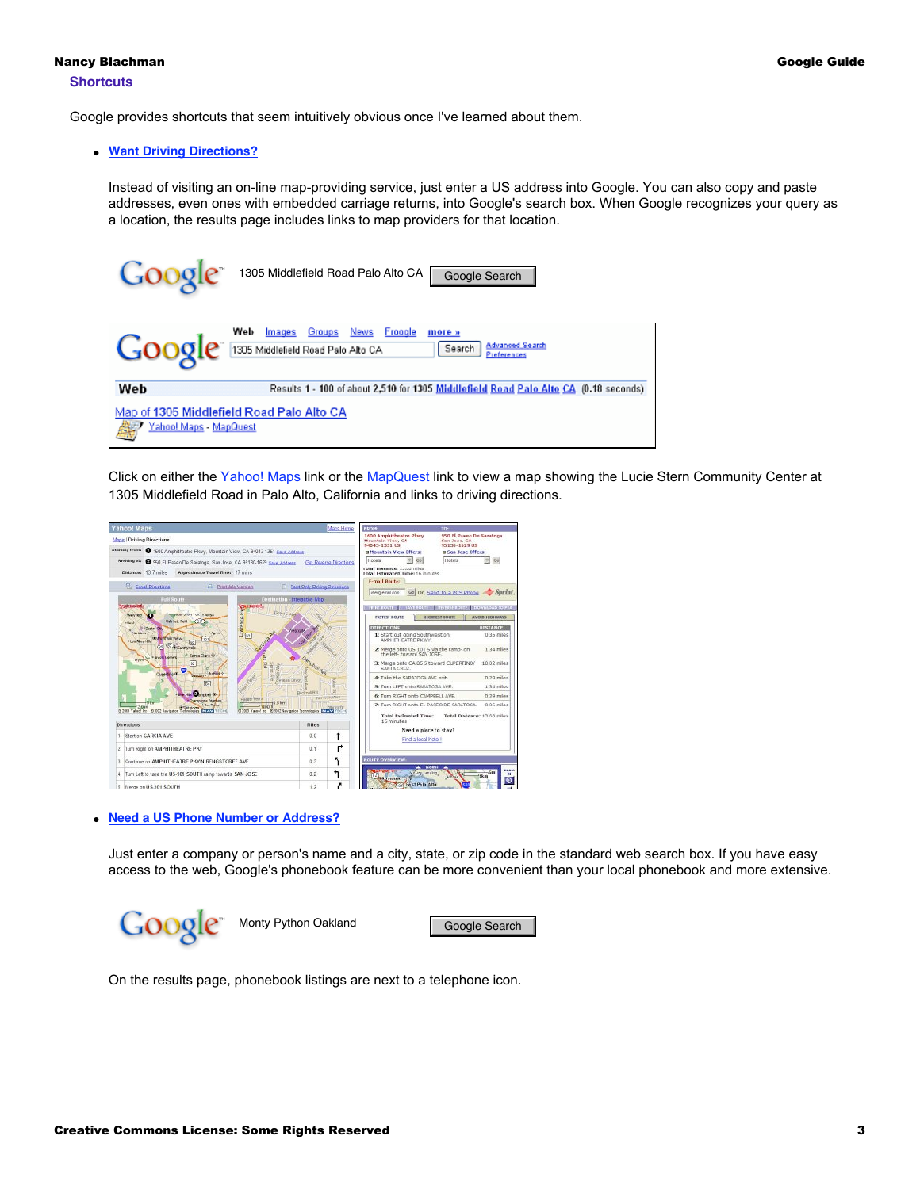## Shortcuts

Google provides shortcuts that seem intuitively obvious once I've learned about them.

- **Want Driving Directions?**

  Instead of visiting an on-line map-providing service, just enter a US address into Google. You can also copy and paste addresses, even ones with embedded carriage returns, into Google's search box. When Google recognizes your query as a location, the results page includes links to map providers for that location.

  Click on either the Yahoo! Maps link or the MapQuest link to view a map showing the Lucie Stern Community Center at 1305 Middlefield Road in Palo Alto, California and links to driving directions.

- **Need a US Phone Number or Address?**

  Just enter a company or person's name and a city, state, or zip code in the standard web search box. If you have easy access to the web, Google's phonebook feature can be more convenient than your local phonebook and more extensive.

  On the results page, phonebook listings are next to a telephone icon.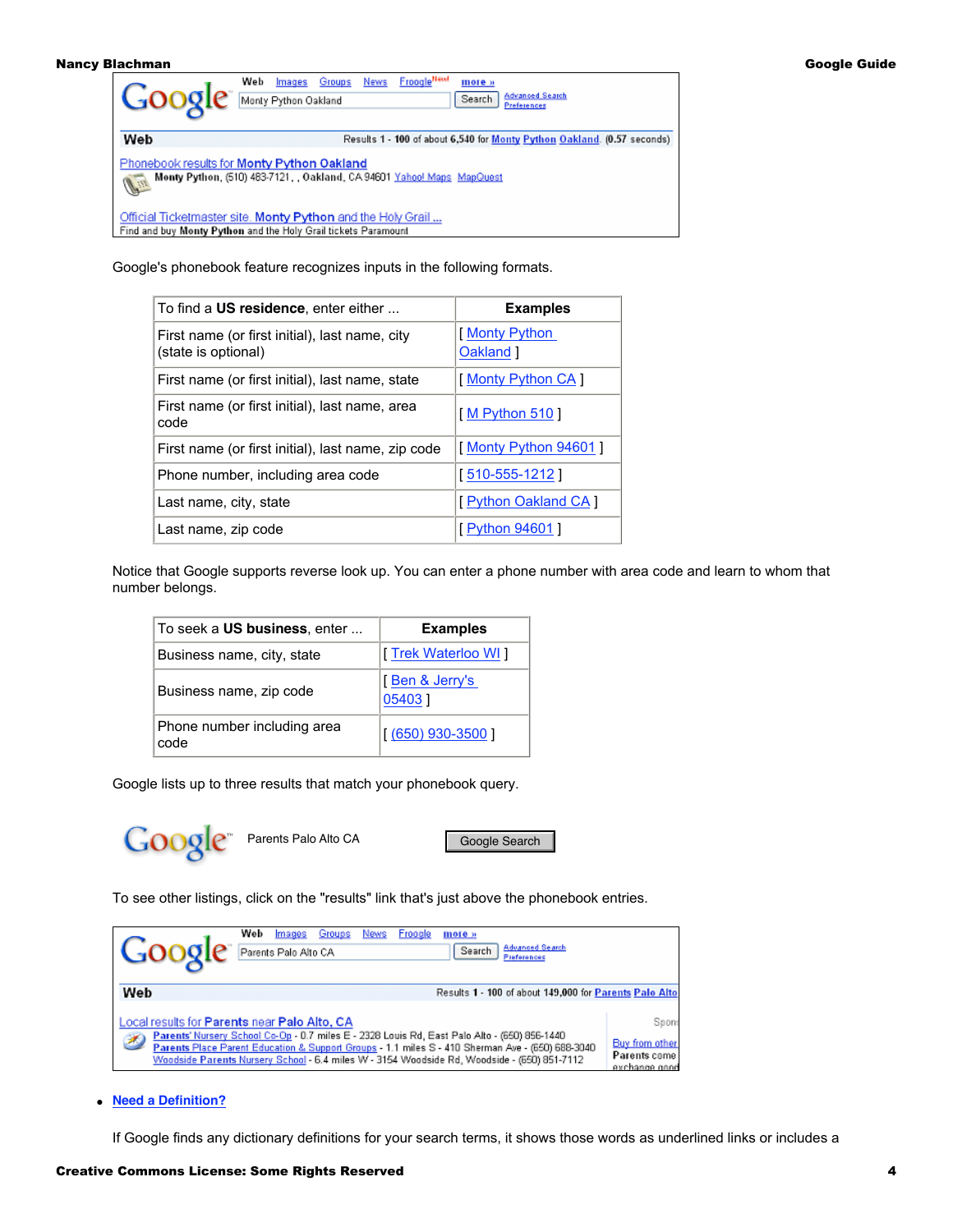Google's phonebook feature recognizes inputs in the following formats.

| To find a **US residence**, enter either ... | **Examples** |
|---|---|
| First name (or first initial), last name, city (state is optional) | [ Monty Python Oakland ] |
| First name (or first initial), last name, state | [ Monty Python CA ] |
| First name (or first initial), last name, area code | [ M Python 510 ] |
| First name (or first initial), last name, zip code | [ Monty Python 94601 ] |
| Phone number, including area code | [ 510-555-1212 ] |
| Last name, city, state | [ Python Oakland CA ] |
| Last name, zip code | [ Python 94601 ] |

Notice that Google supports reverse look up. You can enter a phone number with area code and learn to whom that number belongs.

| To seek a **US business**, enter ... | **Examples** |
|---|---|
| Business name, city, state | [ Trek Waterloo WI ] |
| Business name, zip code | [ Ben & Jerry's 05403 ] |
| Phone number including area code | [ (650) 930-3500 ] |

Google lists up to three results that match your phonebook query.

Parents Palo Alto CA

To see other listings, click on the "results" link that's just above the phonebook entries.

- **Need a Definition?**

If Google finds any dictionary definitions for your search terms, it shows those words as underlined links or includes a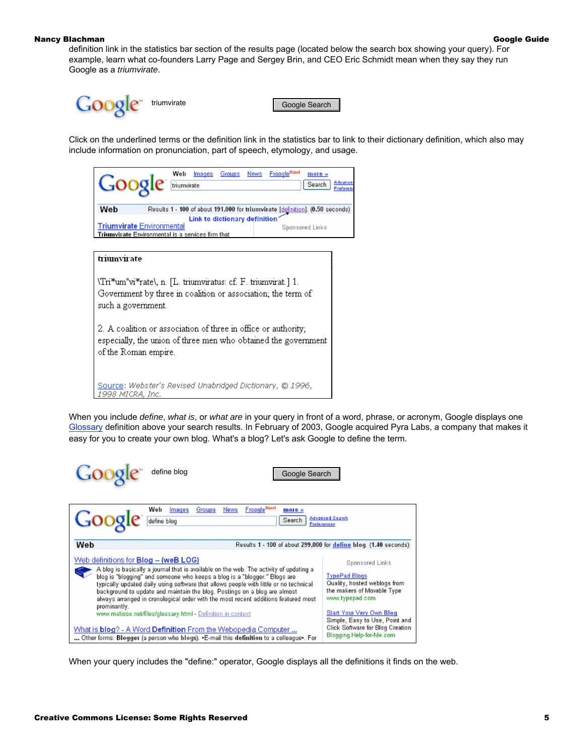definition link in the statistics bar section of the results page (located below the search box showing your query). For example, learn what co-founders Larry Page and Sergey Brin, and CEO Eric Schmidt mean when they say they run Google as a *triumvirate*.

Click on the underlined terms or the definition link in the statistics bar to link to their dictionary definition, which also may include information on pronunciation, part of speech, etymology, and usage.

When you include *define*, *what is*, or *what are* in your query in front of a word, phrase, or acronym, Google displays one Glossary definition above your search results. In February of 2003, Google acquired Pyra Labs, a company that makes it easy for you to create your own blog. What's a blog? Let's ask Google to define the term.

When your query includes the "define:" operator, Google displays all the definitions it finds on the web.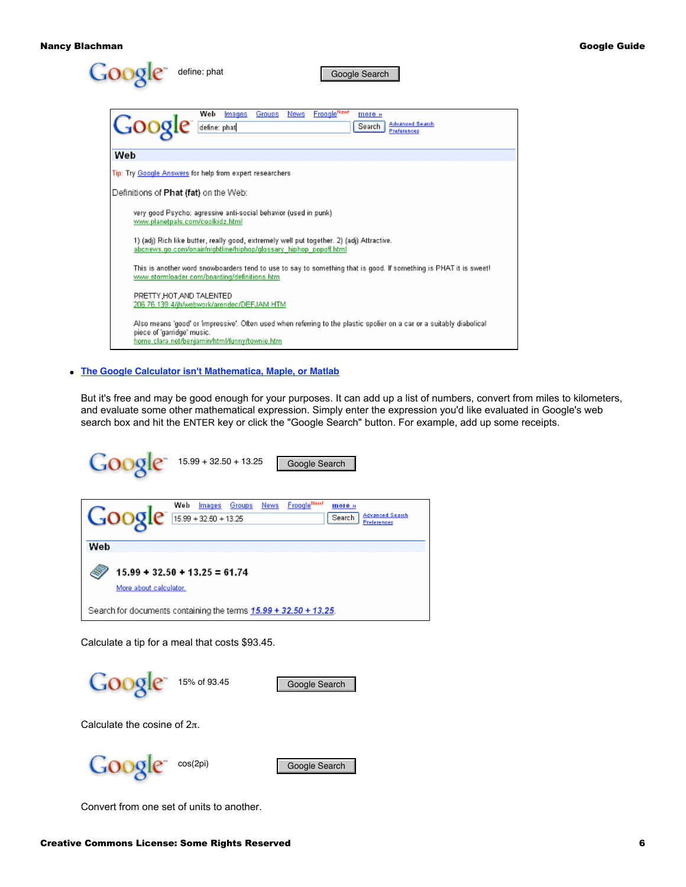Google define: phat Google Search

Definitions of Phat (fat) on the Web:

very good Psycho: agressive anti-social behavior (used in punk)
www.planetpals.com/coolkidz.html

1) (adj) Rich like butter, really good, extremely well put together. 2) (adj) Attractive.
abcnews.go.com/onair/nightline/hiphop/glossary_hiphop_popoff.html

This is another word snowboarders tend to use to say to something that is good. If something is PHAT it is sweet!
www.stormloader.com/boarding/definitions.htm

PRETTY,HOT,AND TALENTED
206.76.139.4/jh/webwork/arendec/DEFJAM.HTM

Also means 'good' or 'impressive'. Often used when referring to the plastic spoiler on a car or a suitably diabolical piece of 'garridge' music.
home.clara.net/benjamin/html/funny/townie.htm

- **The Google Calculator isn't Mathematica, Maple, or Matlab**

  But it's free and may be good enough for your purposes. It can add up a list of numbers, convert from miles to kilometers, and evaluate some other mathematical expression. Simply enter the expression you'd like evaluated in Google's web search box and hit the ENTER key or click the "Google Search" button. For example, add up some receipts.

  Google 15.99 + 32.50 + 13.25 Google Search

  **15.99 + 32.50 + 13.25 = 61.74**

  More about calculator.

  Search for documents containing the terms 15.99 + 32.50 + 13.25.

  Calculate a tip for a meal that costs $93.45.

  Google 15% of 93.45 Google Search

  Calculate the cosine of 2π.

  Google cos(2pi) Google Search

  Convert from one set of units to another.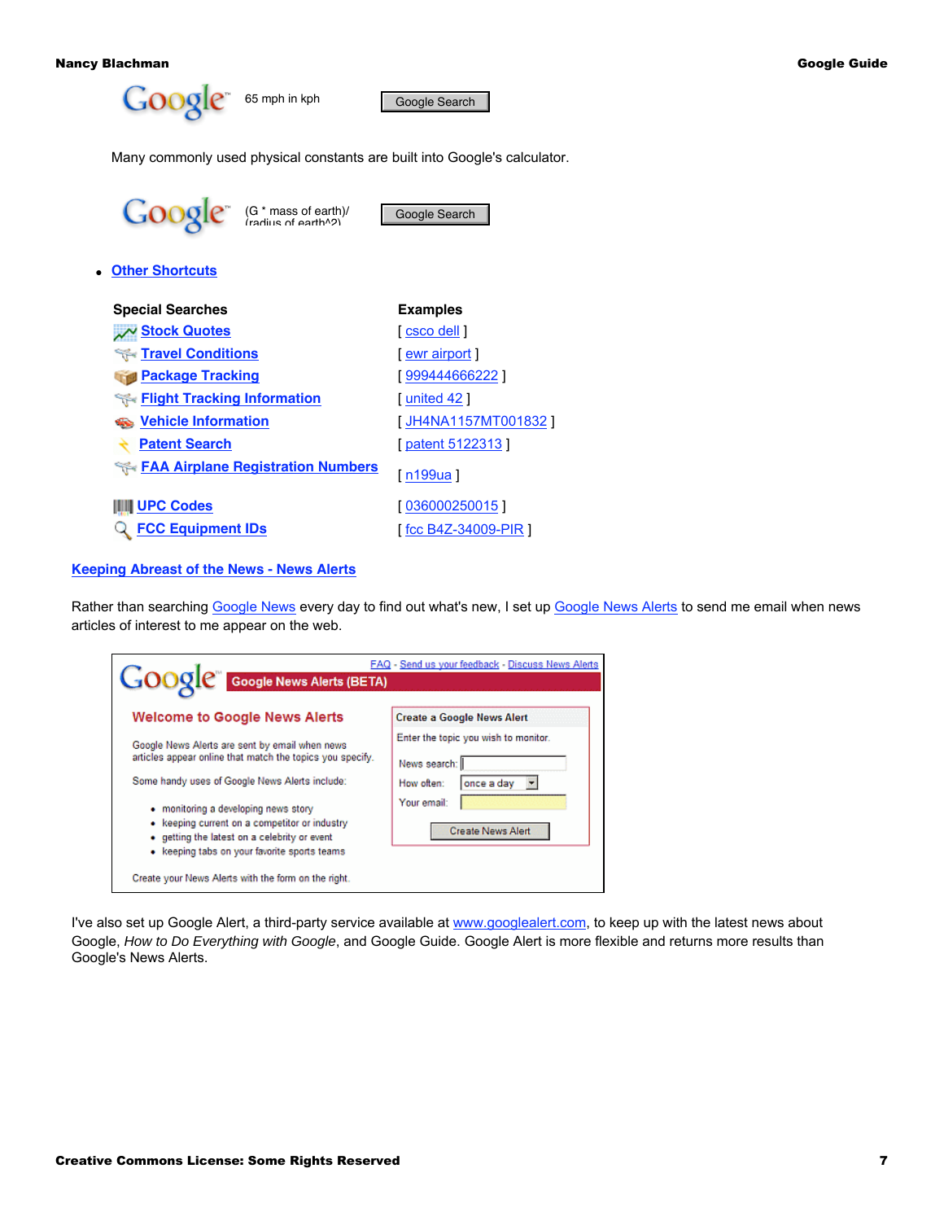65 mph in kph

Many commonly used physical constants are built into Google's calculator.

(G * mass of earth)/(radius of earth^2)

- Other Shortcuts

| Special Searches | Examples |
| --- | --- |
| Stock Quotes | [ csco dell ] |
| Travel Conditions | [ ewr airport ] |
| Package Tracking | [ 999444666222 ] |
| Flight Tracking Information | [ united 42 ] |
| Vehicle Information | [ JH4NA1157MT001832 ] |
| Patent Search | [ patent 5122313 ] |
| FAA Airplane Registration Numbers | [ n199ua ] |
| UPC Codes | [ 036000250015 ] |
| FCC Equipment IDs | [ fcc B4Z-34009-PIR ] |

## Keeping Abreast of the News - News Alerts

Rather than searching Google News every day to find out what's new, I set up Google News Alerts to send me email when news articles of interest to me appear on the web.

Google News Alerts (BETA)

FAQ - Send us your feedback - Discuss News Alerts

**Welcome to Google News Alerts**

Google News Alerts are sent by email when news articles appear online that match the topics you specify.

Some handy uses of Google News Alerts include:

- monitoring a developing news story
- keeping current on a competitor or industry
- getting the latest on a celebrity or event
- keeping tabs on your favorite sports teams

Create your News Alerts with the form on the right.

**Create a Google News Alert**

Enter the topic you wish to monitor.

News search:

How often: once a day

Your email:

Create News Alert

I've also set up Google Alert, a third-party service available at www.googlealert.com, to keep up with the latest news about Google, *How to Do Everything with Google*, and Google Guide. Google Alert is more flexible and returns more results than Google's News Alerts.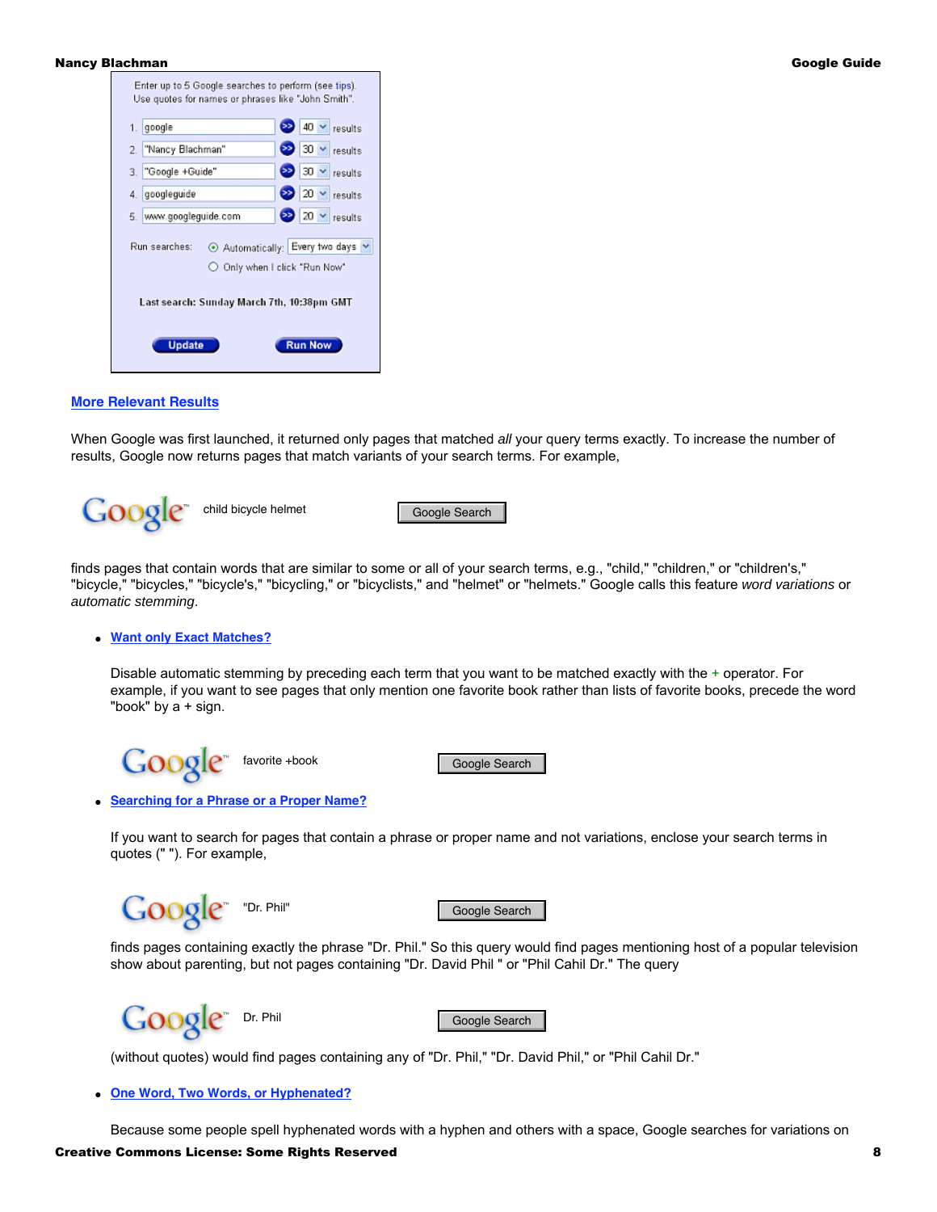Enter up to 5 Google searches to perform (see tips).
Use quotes for names or phrases like "John Smith".

| | Search | Results |
|---|---|---|
| 1. | google | 40 results |
| 2. | "Nancy Blachman" | 30 results |
| 3. | "Google +Guide" | 30 results |
| 4. | googleguide | 20 results |
| 5. | www.googleguide.com | 20 results |

Run searches: Automatically: Every two days / Only when I click "Run Now"

Last search: Sunday March 7th, 10:38pm GMT

Update | Run Now

## More Relevant Results

When Google was first launched, it returned only pages that matched *all* your query terms exactly. To increase the number of results, Google now returns pages that match variants of your search terms. For example,

Google: child bicycle helmet [Google Search]

finds pages that contain words that are similar to some or all of your search terms, e.g., "child," "children," or "children's," "bicycle," "bicycles," "bicycle's," "bicycling," or "bicyclists," and "helmet" or "helmets." Google calls this feature *word variations* or *automatic stemming*.

- **Want only Exact Matches?**

  Disable automatic stemming by preceding each term that you want to be matched exactly with the + operator. For example, if you want to see pages that only mention one favorite book rather than lists of favorite books, precede the word "book" by a + sign.

  Google: favorite +book [Google Search]

- **Searching for a Phrase or a Proper Name?**

  If you want to search for pages that contain a phrase or proper name and not variations, enclose your search terms in quotes (" "). For example,

  Google: "Dr. Phil" [Google Search]

  finds pages containing exactly the phrase "Dr. Phil." So this query would find pages mentioning host of a popular television show about parenting, but not pages containing "Dr. David Phil " or "Phil Cahil Dr." The query

  Google: Dr. Phil [Google Search]

  (without quotes) would find pages containing any of "Dr. Phil," "Dr. David Phil," or "Phil Cahil Dr."

- **One Word, Two Words, or Hyphenated?**

  Because some people spell hyphenated words with a hyphen and others with a space, Google searches for variations on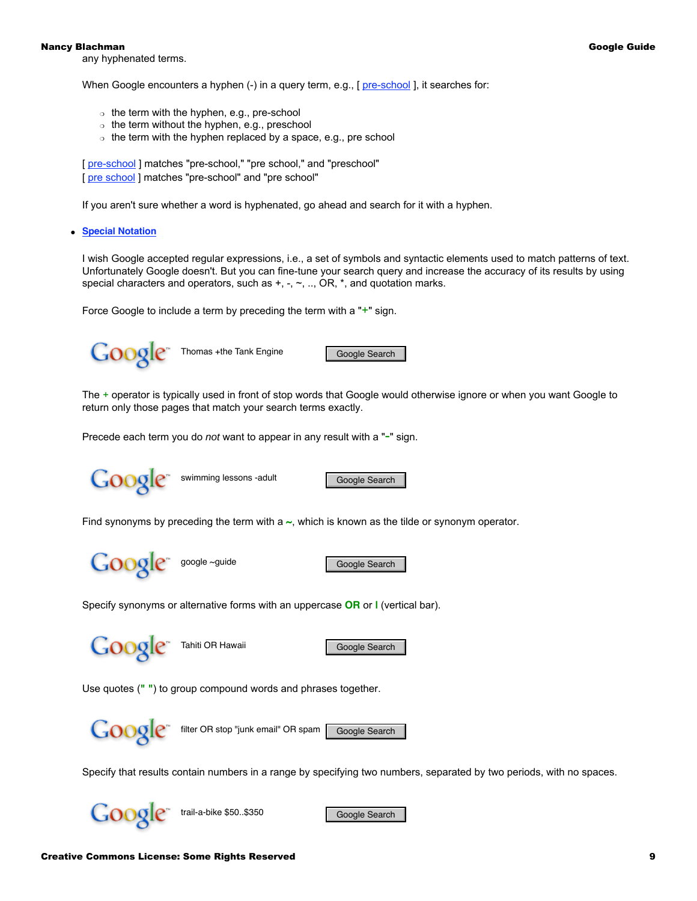any hyphenated terms.

When Google encounters a hyphen (-) in a query term, e.g., [ pre-school ], it searches for:

- the term with the hyphen, e.g., pre-school
- the term without the hyphen, e.g., preschool
- the term with the hyphen replaced by a space, e.g., pre school

[ pre-school ] matches "pre-school," "pre school," and "preschool"
[ pre school ] matches "pre-school" and "pre school"

If you aren't sure whether a word is hyphenated, go ahead and search for it with a hyphen.

- **Special Notation**

I wish Google accepted regular expressions, i.e., a set of symbols and syntactic elements used to match patterns of text. Unfortunately Google doesn't. But you can fine-tune your search query and increase the accuracy of its results by using special characters and operators, such as +, -, ~, .., OR, *, and quotation marks.

Force Google to include a term by preceding the term with a "**+**" sign.

Google™ Thomas +the Tank Engine [Google Search]

The **+** operator is typically used in front of stop words that Google would otherwise ignore or when you want Google to return only those pages that match your search terms exactly.

Precede each term you do *not* want to appear in any result with a "**-**" sign.

Google™ swimming lessons -adult [Google Search]

Find synonyms by preceding the term with a **~**, which is known as the tilde or synonym operator.

Google™ google ~guide [Google Search]

Specify synonyms or alternative forms with an uppercase **OR** or **|** (vertical bar).

Google™ Tahiti OR Hawaii [Google Search]

Use quotes (**" "**) to group compound words and phrases together.

Google™ filter OR stop "junk email" OR spam [Google Search]

Specify that results contain numbers in a range by specifying two numbers, separated by two periods, with no spaces.

Google™ trail-a-bike $50..$350 [Google Search]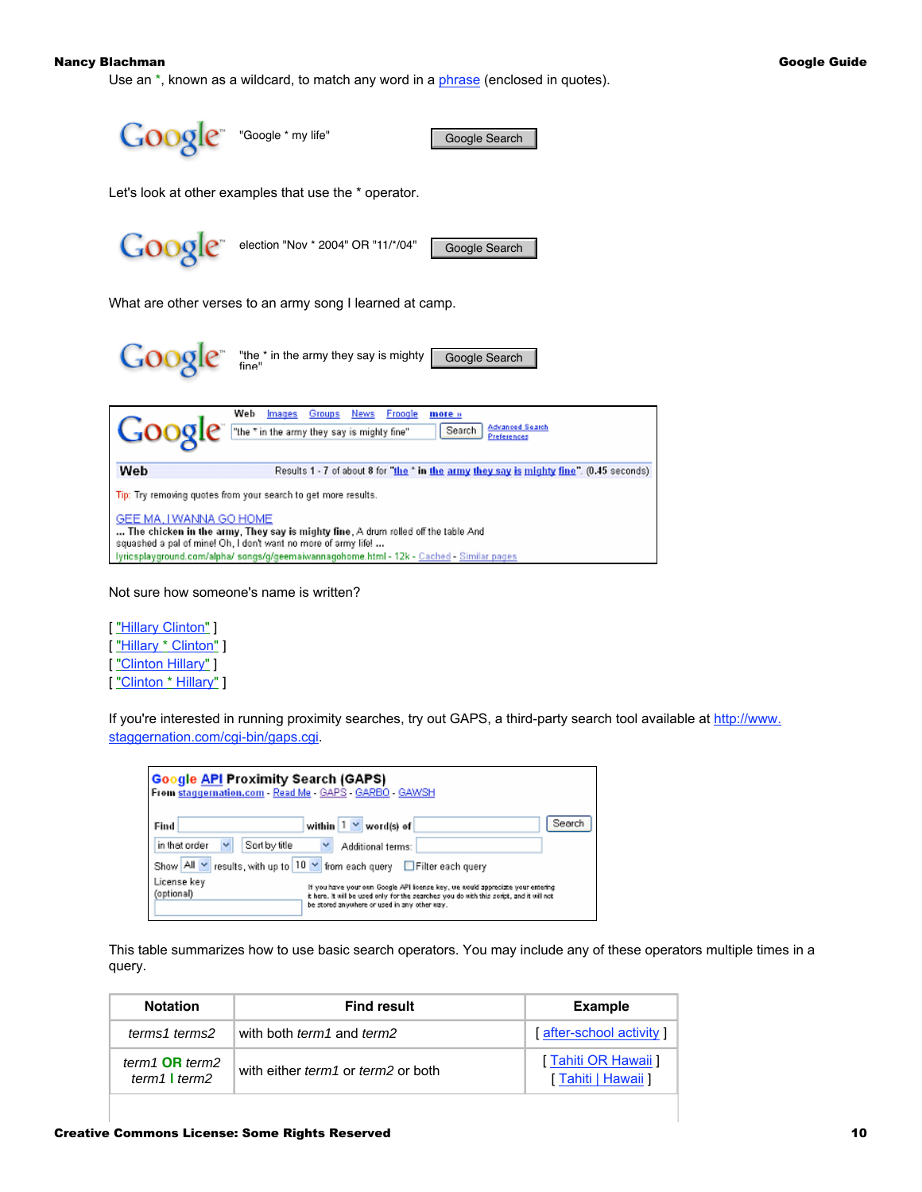Use an *, known as a wildcard, to match any word in a phrase (enclosed in quotes).

"Google * my life" Google Search

Let's look at other examples that use the * operator.

election "Nov * 2004" OR "11/*/04" Google Search

What are other verses to an army song I learned at camp.

"the * in the army they say is mighty fine" Google Search

Web Images Groups News Froogle more »

"the * in the army they say is mighty fine" Search Advanced Search Preferences

Web Results 1 - 7 of about 8 for "the * in the army they say is mighty fine". (0.45 seconds)

Tip: Try removing quotes from your search to get more results.

GEE MA, I WANNA GO HOME
... The chicken in the army, They say is mighty fine, A drum rolled off the table And squashed a pal of mine! Oh, I don't want no more of army life! ...
lyricsplayground.com/alpha/ songs/g/geemaiwannagohome.html - 12k - Cached - Similar pages

Not sure how someone's name is written?

[ "Hillary Clinton" ]
[ "Hillary * Clinton" ]
[ "Clinton Hillary" ]
[ "Clinton * Hillary" ]

If you're interested in running proximity searches, try out GAPS, a third-party search tool available at http://www.staggernation.com/cgi-bin/gaps.cgi.

Google API Proximity Search (GAPS)
From staggernation.com - Read Me - GAPS - GARBO - GAWSH

Find [ ] within [1] word(s) of [ ] Search
[in that order] [Sort by title] Additional terms: [ ]
Show [All] results, with up to [10] from each query [ ] Filter each query
License key (optional)
If you have your own Google API license key, we would appreciate your entering it here. It will be used only for the searches you do with this script, and it will not be stored anywhere or used in any other way.

This table summarizes how to use basic search operators. You may include any of these operators multiple times in a query.

| Notation | Find result | Example |
|---|---|---|
| *terms1 terms2* | with both *term1* and *term2* | [ after-school activity ] |
| *term1* **OR** *term2*<br>*term1* **\|** *term2* | with either *term1* or *term2* or both | [ Tahiti OR Hawaii ]<br>[ Tahiti \| Hawaii ] |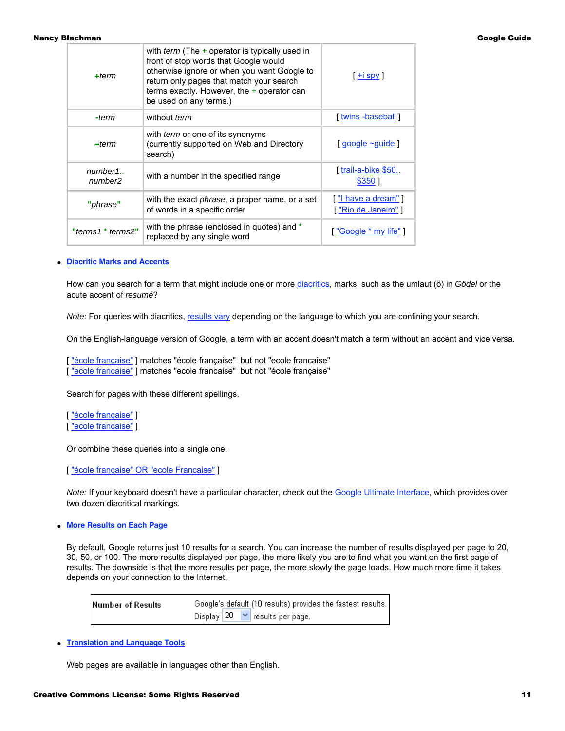| +*term* | with *term* (The + operator is typically used in front of stop words that Google would otherwise ignore or when you want Google to return only pages that match your search terms exactly. However, the + operator can be used on any terms.) | [ +i spy ] |
|---|---|---|
| -*term* | without *term* | [ twins -baseball ] |
| ~*term* | with *term* or one of its synonyms (currently supported on Web and Directory search) | [ google ~guide ] |
| *number1*.. *number2* | with a number in the specified range | [ trail-a-bike $50.. $350 ] |
| "*phrase*" | with the exact *phrase*, a proper name, or a set of words in a specific order | [ "I have a dream" ] [ "Rio de Janeiro" ] |
| "*terms1* * *terms2*" | with the phrase (enclosed in quotes) and * replaced by any single word | [ "Google * my life" ] |

- **Diacritic Marks and Accents**

  How can you search for a term that might include one or more diacritics, marks, such as the umlaut (ö) in *Gödel* or the acute accent of *resumé*?

  *Note:* For queries with diacritics, results vary depending on the language to which you are confining your search.

  On the English-language version of Google, a term with an accent doesn't match a term without an accent and vice versa.

  [ "école française" ] matches "école française" but not "ecole francaise"
  [ "ecole francaise" ] matches "ecole francaise" but not "école française"

  Search for pages with these different spellings.

  [ "école française" ]
  [ "ecole francaise" ]

  Or combine these queries into a single one.

  [ "école française" OR "ecole Francaise" ]

  *Note:* If your keyboard doesn't have a particular character, check out the Google Ultimate Interface, which provides over two dozen diacritical markings.

- **More Results on Each Page**

  By default, Google returns just 10 results for a search. You can increase the number of results displayed per page to 20, 30, 50, or 100. The more results displayed per page, the more likely you are to find what you want on the first page of results. The downside is that the more results per page, the more slowly the page loads. How much more time it takes depends on your connection to the Internet.

  | **Number of Results** | Google's default (10 results) provides the fastest results. Display 20 results per page. |
  |---|---|

- **Translation and Language Tools**

  Web pages are available in languages other than English.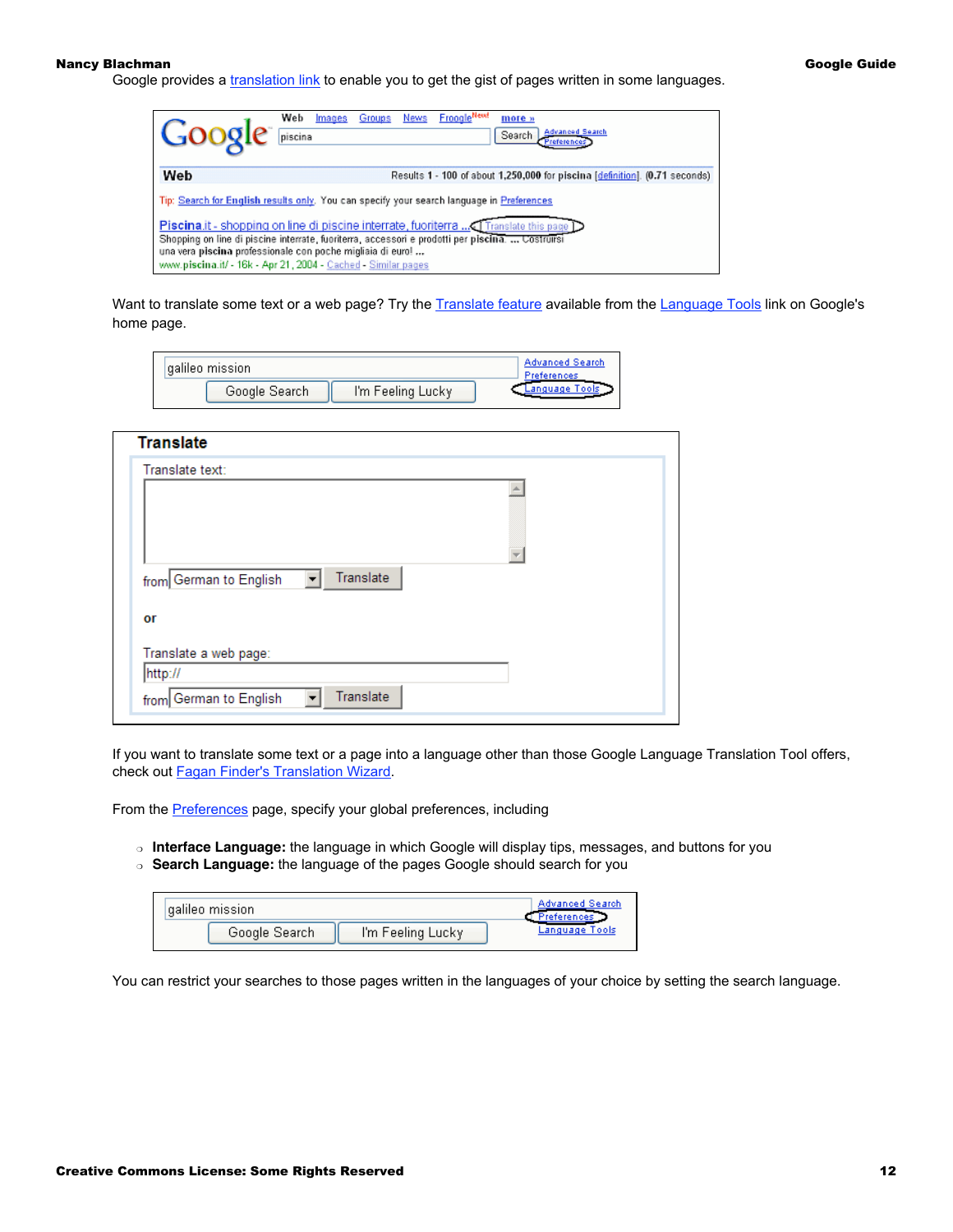Google provides a translation link to enable you to get the gist of pages written in some languages.

Want to translate some text or a web page? Try the Translate feature available from the Language Tools link on Google's home page.

If you want to translate some text or a page into a language other than those Google Language Translation Tool offers, check out Fagan Finder's Translation Wizard.

From the Preferences page, specify your global preferences, including

- **Interface Language:** the language in which Google will display tips, messages, and buttons for you
- **Search Language:** the language of the pages Google should search for you

You can restrict your searches to those pages written in the languages of your choice by setting the search language.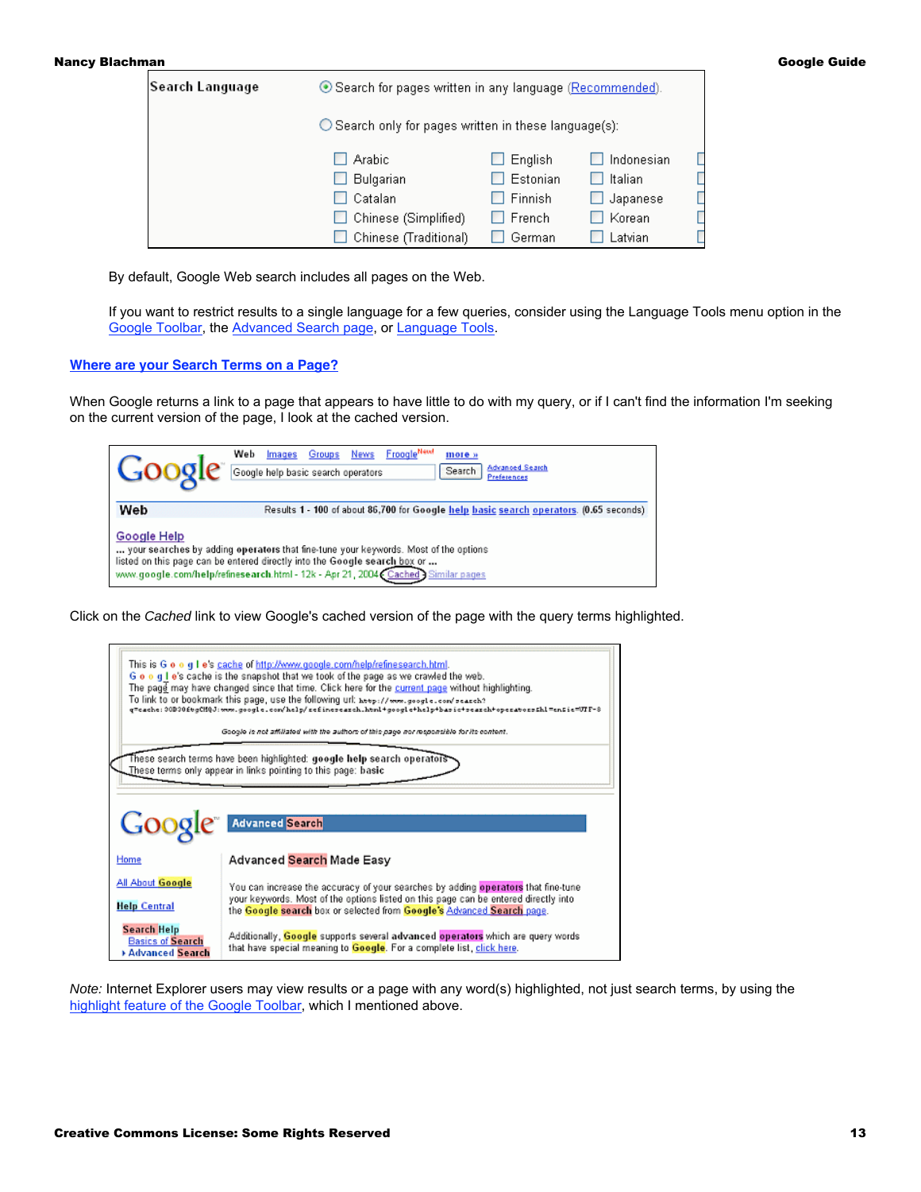By default, Google Web search includes all pages on the Web.

If you want to restrict results to a single language for a few queries, consider using the Language Tools menu option in the Google Toolbar, the Advanced Search page, or Language Tools.

### Where are your Search Terms on a Page?

When Google returns a link to a page that appears to have little to do with my query, or if I can't find the information I'm seeking on the current version of the page, I look at the cached version.

Click on the *Cached* link to view Google's cached version of the page with the query terms highlighted.

*Note:* Internet Explorer users may view results or a page with any word(s) highlighted, not just search terms, by using the highlight feature of the Google Toolbar, which I mentioned above.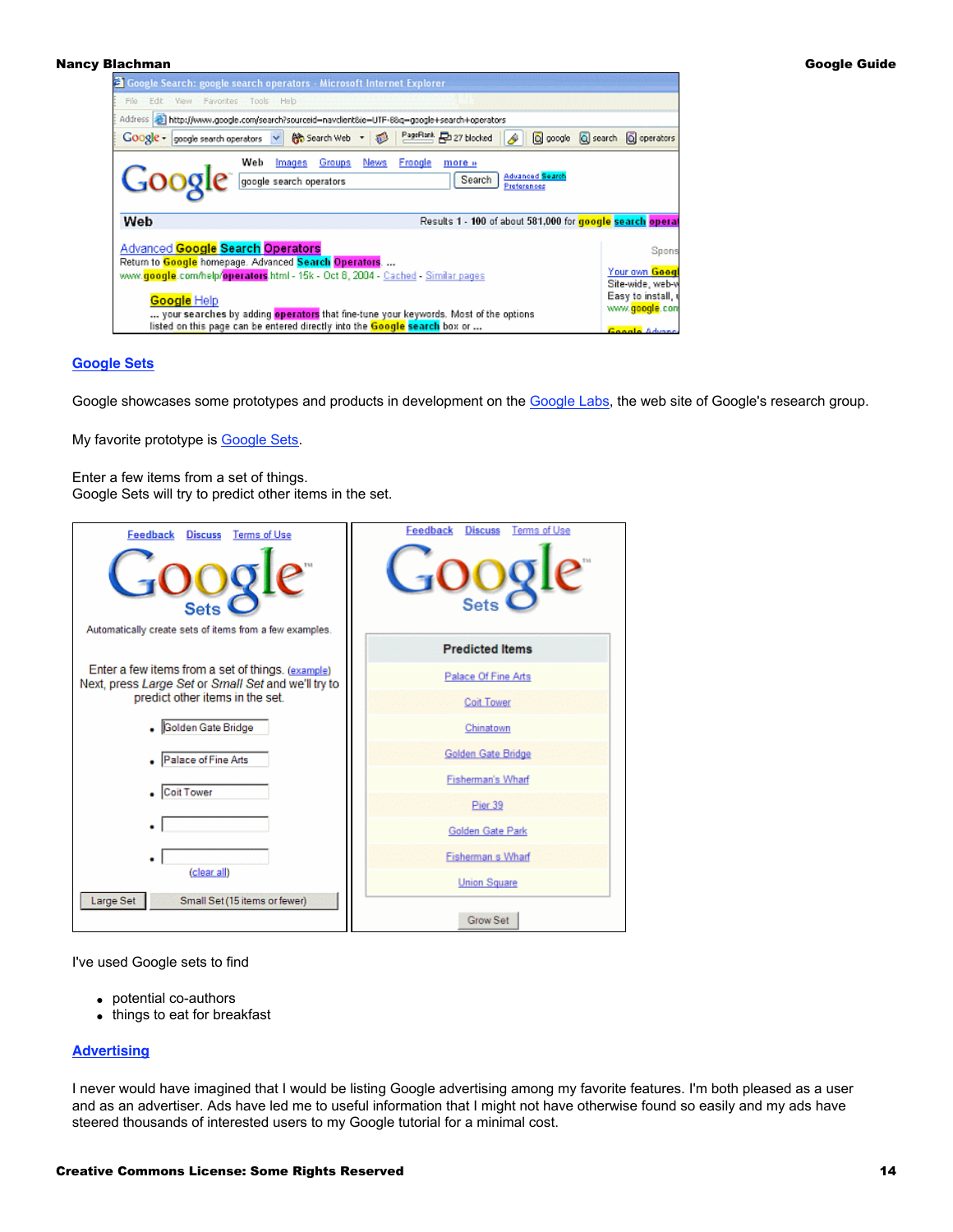## Google Sets

Google showcases some prototypes and products in development on the Google Labs, the web site of Google's research group.

My favorite prototype is Google Sets.

Enter a few items from a set of things.
Google Sets will try to predict other items in the set.

I've used Google sets to find

- potential co-authors
- things to eat for breakfast

## Advertising

I never would have imagined that I would be listing Google advertising among my favorite features. I'm both pleased as a user and as an advertiser. Ads have led me to useful information that I might not have otherwise found so easily and my ads have steered thousands of interested users to my Google tutorial for a minimal cost.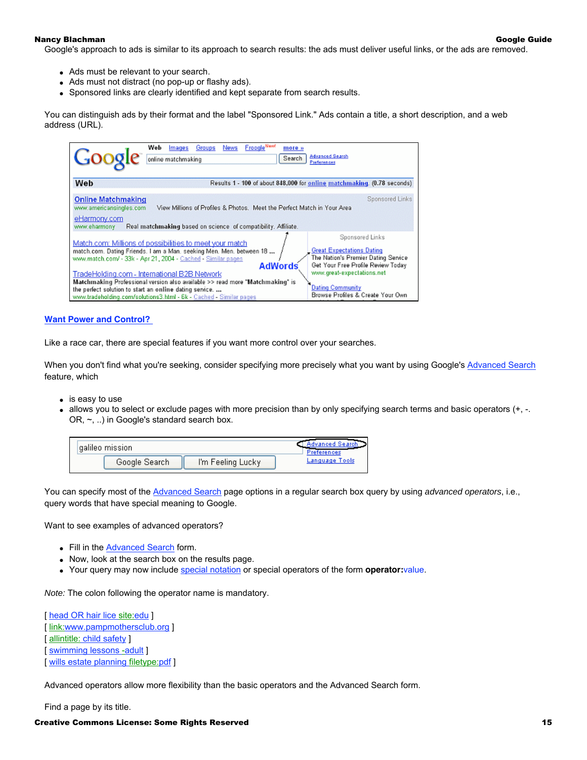Google's approach to ads is similar to its approach to search results: the ads must deliver useful links, or the ads are removed.

- Ads must be relevant to your search.
- Ads must not distract (no pop-up or flashy ads).
- Sponsored links are clearly identified and kept separate from search results.

You can distinguish ads by their format and the label "Sponsored Link." Ads contain a title, a short description, and a web address (URL).

## Want Power and Control?

Like a race car, there are special features if you want more control over your searches.

When you don't find what you're seeking, consider specifying more precisely what you want by using Google's Advanced Search feature, which

- is easy to use
- allows you to select or exclude pages with more precision than by only specifying search terms and basic operators (+, -. OR, ~, ..) in Google's standard search box.

You can specify most of the Advanced Search page options in a regular search box query by using *advanced operators*, i.e., query words that have special meaning to Google.

Want to see examples of advanced operators?

- Fill in the Advanced Search form.
- Now, look at the search box on the results page.
- Your query may now include special notation or special operators of the form **operator:**value.

*Note:* The colon following the operator name is mandatory.

[ head OR hair lice site:edu ]
[ link:www.pampmothersclub.org ]
[ allintitle: child safety ]
[ swimming lessons -adult ]
[ wills estate planning filetype:pdf ]

Advanced operators allow more flexibility than the basic operators and the Advanced Search form.

Find a page by its title.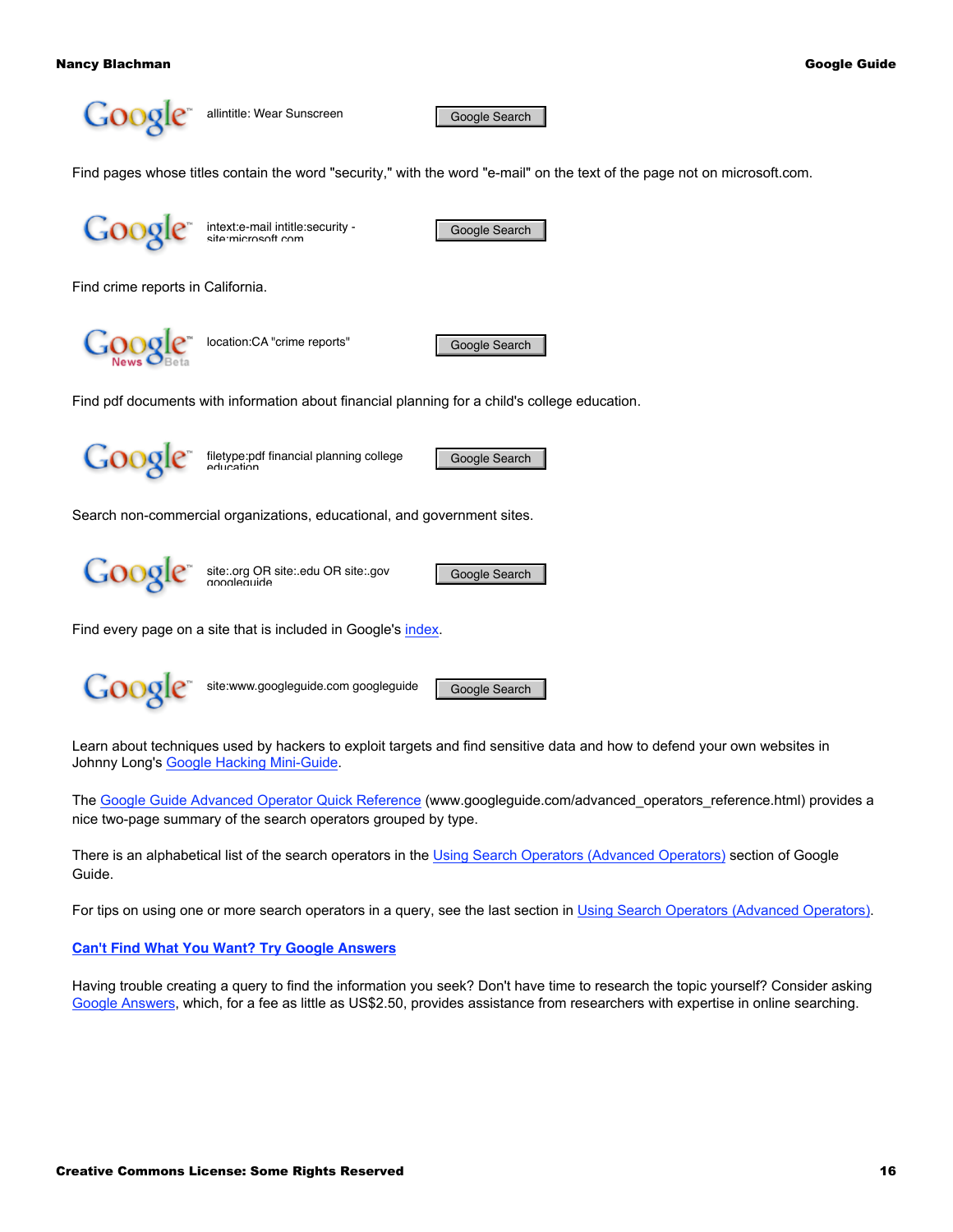allintitle: Wear Sunscreen

Find pages whose titles contain the word "security," with the word "e-mail" on the text of the page not on microsoft.com.

intext:e-mail intitle:security -site:microsoft.com

Find crime reports in California.

location:CA "crime reports"

Find pdf documents with information about financial planning for a child's college education.

filetype:pdf financial planning college education

Search non-commercial organizations, educational, and government sites.

site:.org OR site:.edu OR site:.gov googleguide

Find every page on a site that is included in Google's index.

site:www.googleguide.com googleguide

Learn about techniques used by hackers to exploit targets and find sensitive data and how to defend your own websites in Johnny Long's Google Hacking Mini-Guide.

The Google Guide Advanced Operator Quick Reference (www.googleguide.com/advanced_operators_reference.html) provides a nice two-page summary of the search operators grouped by type.

There is an alphabetical list of the search operators in the Using Search Operators (Advanced Operators) section of Google Guide.

For tips on using one or more search operators in a query, see the last section in Using Search Operators (Advanced Operators).

## Can't Find What You Want? Try Google Answers

Having trouble creating a query to find the information you seek? Don't have time to research the topic yourself? Consider asking Google Answers, which, for a fee as little as US$2.50, provides assistance from researchers with expertise in online searching.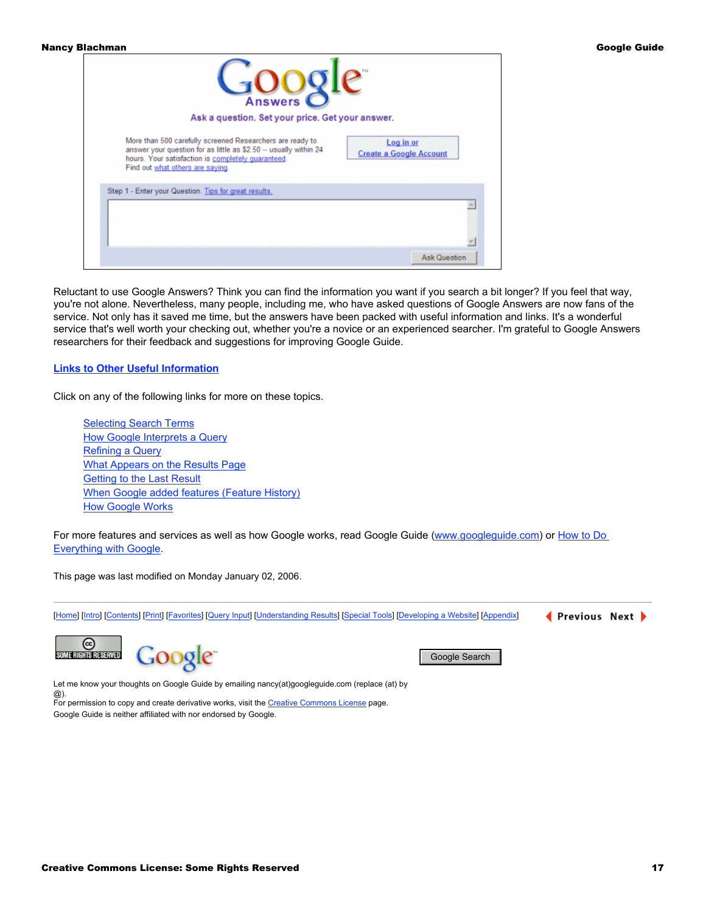Reluctant to use Google Answers? Think you can find the information you want if you search a bit longer? If you feel that way, you're not alone. Nevertheless, many people, including me, who have asked questions of Google Answers are now fans of the service. Not only has it saved me time, but the answers have been packed with useful information and links. It's a wonderful service that's well worth your checking out, whether you're a novice or an experienced searcher. I'm grateful to Google Answers researchers for their feedback and suggestions for improving Google Guide.

## Links to Other Useful Information

Click on any of the following links for more on these topics.

- Selecting Search Terms
- How Google Interprets a Query
- Refining a Query
- What Appears on the Results Page
- Getting to the Last Result
- When Google added features (Feature History)
- How Google Works

For more features and services as well as how Google works, read Google Guide (www.googleguide.com) or How to Do Everything with Google.

This page was last modified on Monday January 02, 2006.

[Home] [Intro] [Contents] [Print] [Favorites] [Query Input] [Understanding Results] [Special Tools] [Developing a Website] [Appendix]

Previous Next

Let me know your thoughts on Google Guide by emailing nancy(at)googleguide.com (replace (at) by @).
For permission to copy and create derivative works, visit the Creative Commons License page.
Google Guide is neither affiliated with nor endorsed by Google.